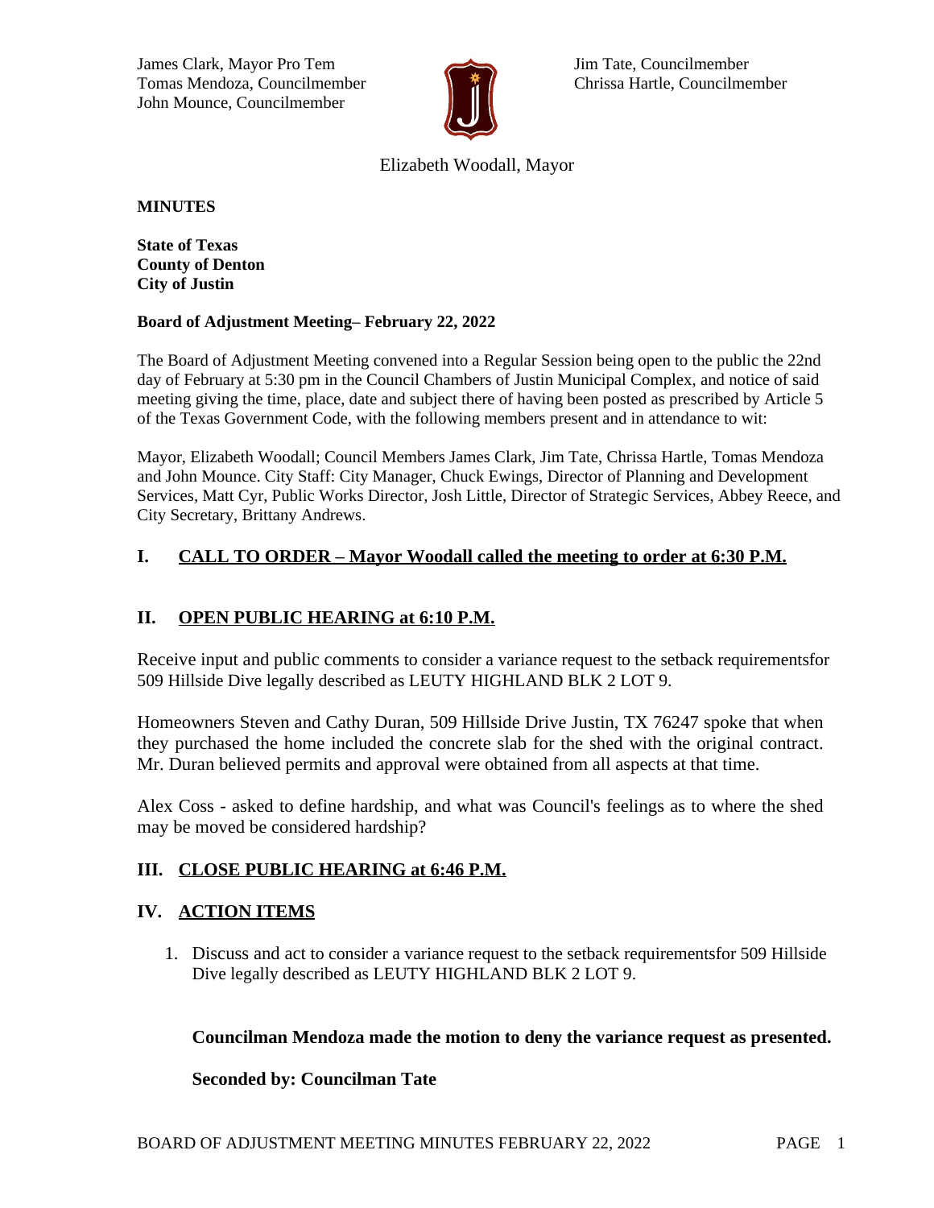James Clark, Mayor Pro Tem
Tomas Mendoza, Councilmember
John Mounce, Councilmember

Jim Tate, Councilmember
Chrissa Hartle, Councilmember

Elizabeth Woodall, Mayor

**MINUTES**

**State of Texas**
**County of Denton**
**City of Justin**

**Board of Adjustment Meeting– February 22, 2022**

The Board of Adjustment Meeting convened into a Regular Session being open to the public the 22nd day of February at 5:30 pm in the Council Chambers of Justin Municipal Complex, and notice of said meeting giving the time, place, date and subject there of having been posted as prescribed by Article 5 of the Texas Government Code, with the following members present and in attendance to wit:

Mayor, Elizabeth Woodall; Council Members James Clark, Jim Tate, Chrissa Hartle, Tomas Mendoza and John Mounce. City Staff: City Manager, Chuck Ewings, Director of Planning and Development Services, Matt Cyr, Public Works Director, Josh Little, Director of Strategic Services, Abbey Reece, and City Secretary, Brittany Andrews.

## I. CALL TO ORDER – Mayor Woodall called the meeting to order at 6:30 P.M.

## II. OPEN PUBLIC HEARING at 6:10 P.M.

Receive input and public comments to consider a variance request to the setback requirementsfor 509 Hillside Dive legally described as LEUTY HIGHLAND BLK 2 LOT 9.

Homeowners Steven and Cathy Duran, 509 Hillside Drive Justin, TX 76247 spoke that when they purchased the home included the concrete slab for the shed with the original contract. Mr. Duran believed permits and approval were obtained from all aspects at that time.

Alex Coss - asked to define hardship, and what was Council's feelings as to where the shed may be moved be considered hardship?

## III. CLOSE PUBLIC HEARING at 6:46 P.M.

## IV. ACTION ITEMS

1. Discuss and act to consider a variance request to the setback requirementsfor 509 Hillside Dive legally described as LEUTY HIGHLAND BLK 2 LOT 9.

   **Councilman Mendoza made the motion to deny the variance request as presented.**

   **Seconded by: Councilman Tate**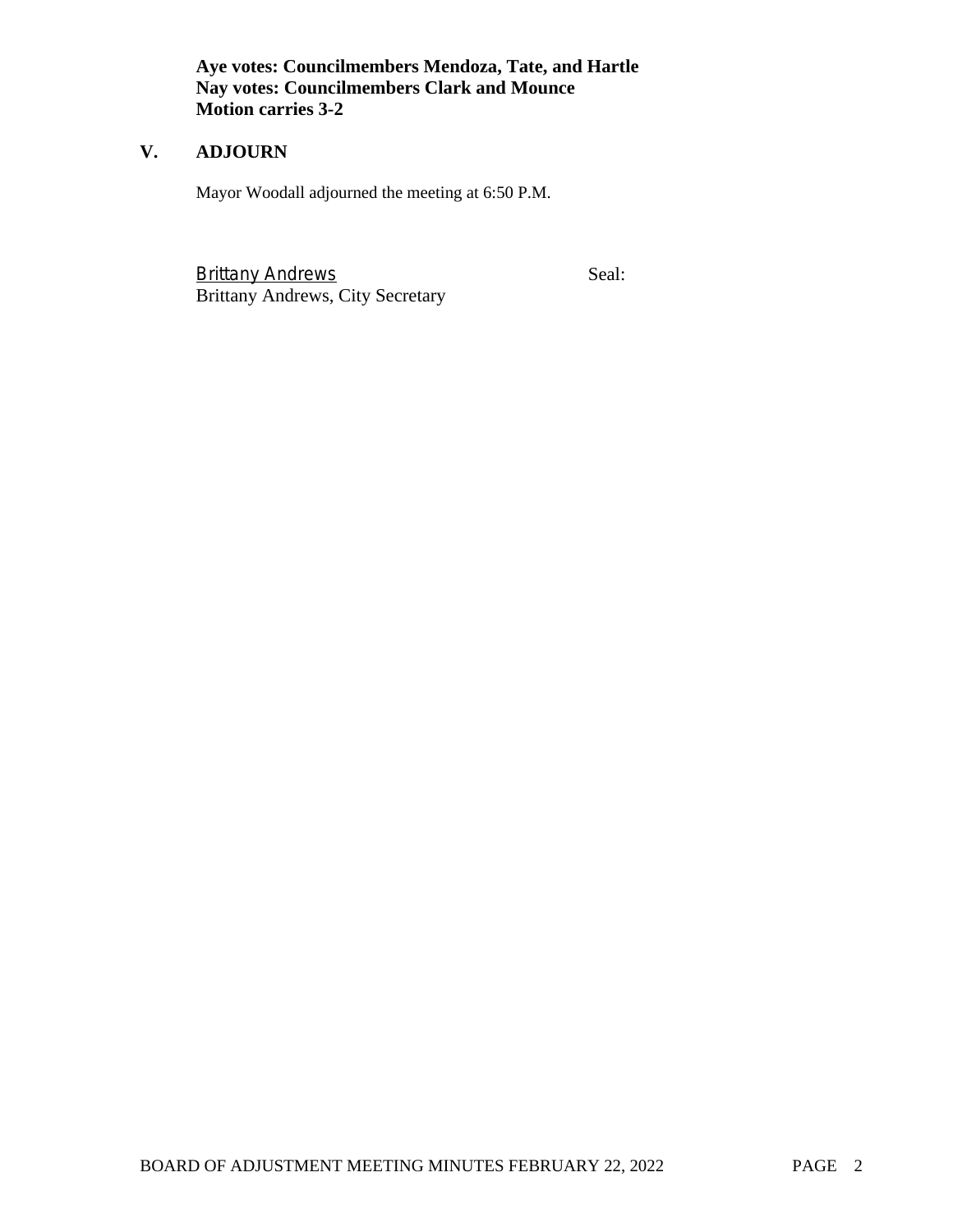**Aye votes: Councilmembers Mendoza, Tate, and Hartle**
**Nay votes: Councilmembers Clark and Mounce**
**Motion carries 3-2**

## V. ADJOURN

Mayor Woodall adjourned the meeting at 6:50 P.M.

Brittany Andrews
Brittany Andrews, City Secretary

Seal: